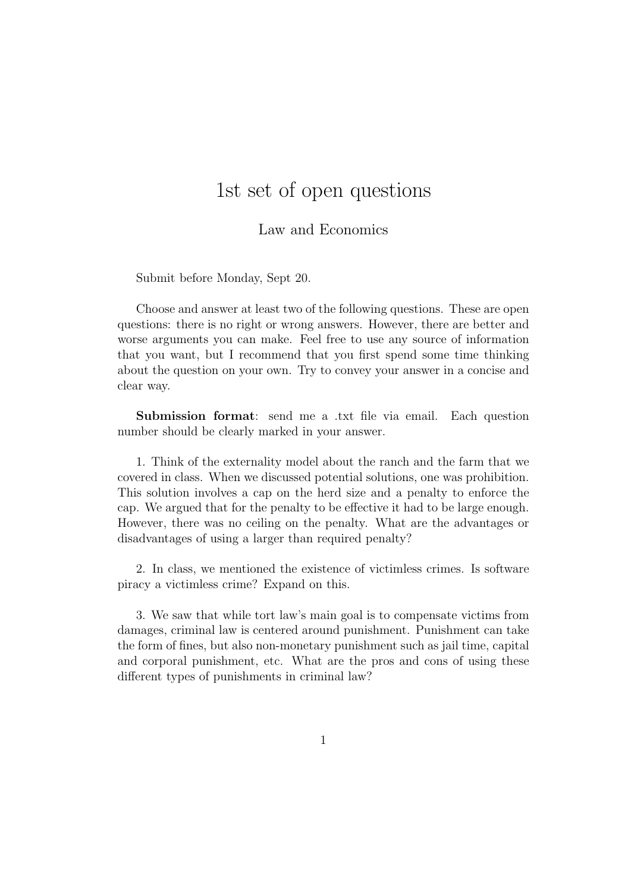# 1st set of open questions

Law and Economics

Submit before Monday, Sept 20.

Choose and answer at least two of the following questions. These are open questions: there is no right or wrong answers. However, there are better and worse arguments you can make. Feel free to use any source of information that you want, but I recommend that you first spend some time thinking about the question on your own. Try to convey your answer in a concise and clear way.

**Submission format**: send me a .txt file via email. Each question number should be clearly marked in your answer.

1. Think of the externality model about the ranch and the farm that we covered in class. When we discussed potential solutions, one was prohibition. This solution involves a cap on the herd size and a penalty to enforce the cap. We argued that for the penalty to be effective it had to be large enough. However, there was no ceiling on the penalty. What are the advantages or disadvantages of using a larger than required penalty?

2. In class, we mentioned the existence of victimless crimes. Is software piracy a victimless crime? Expand on this.

3. We saw that while tort law's main goal is to compensate victims from damages, criminal law is centered around punishment. Punishment can take the form of fines, but also non-monetary punishment such as jail time, capital and corporal punishment, etc. What are the pros and cons of using these different types of punishments in criminal law?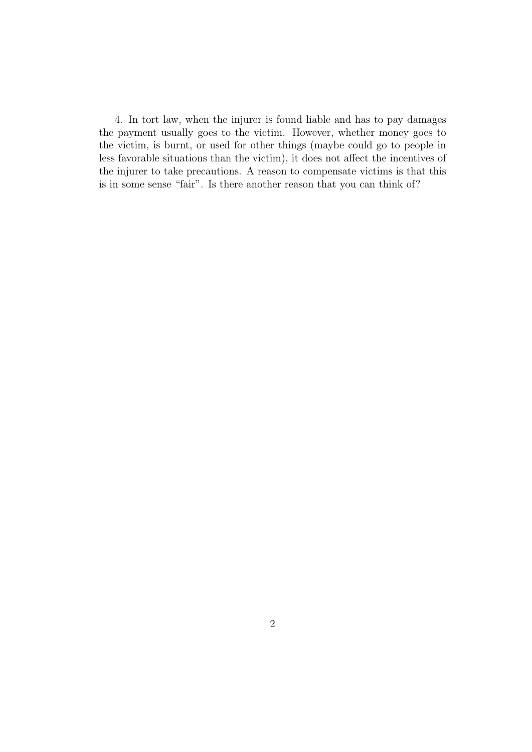4. In tort law, when the injurer is found liable and has to pay damages the payment usually goes to the victim. However, whether money goes to the victim, is burnt, or used for other things (maybe could go to people in less favorable situations than the victim), it does not affect the incentives of the injurer to take precautions. A reason to compensate victims is that this is in some sense "fair". Is there another reason that you can think of?